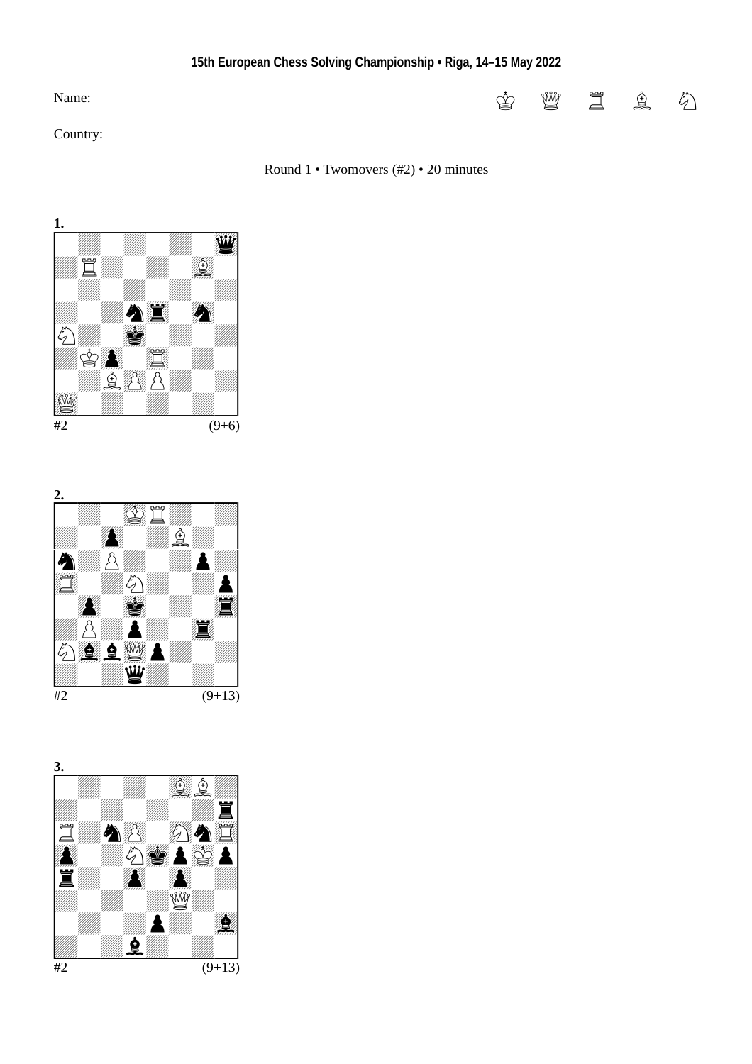**15th European Chess Solving Championship • Riga, 14–15 May 2022**

Name:

Country:

♔ ♕ ♖ ♗ ♘

Round 1 • Twomovers (#2) • 20 minutes

**1.**

#2 (9+6)

**2.**

#2 (9+13)

**3.**

#2 (9+13)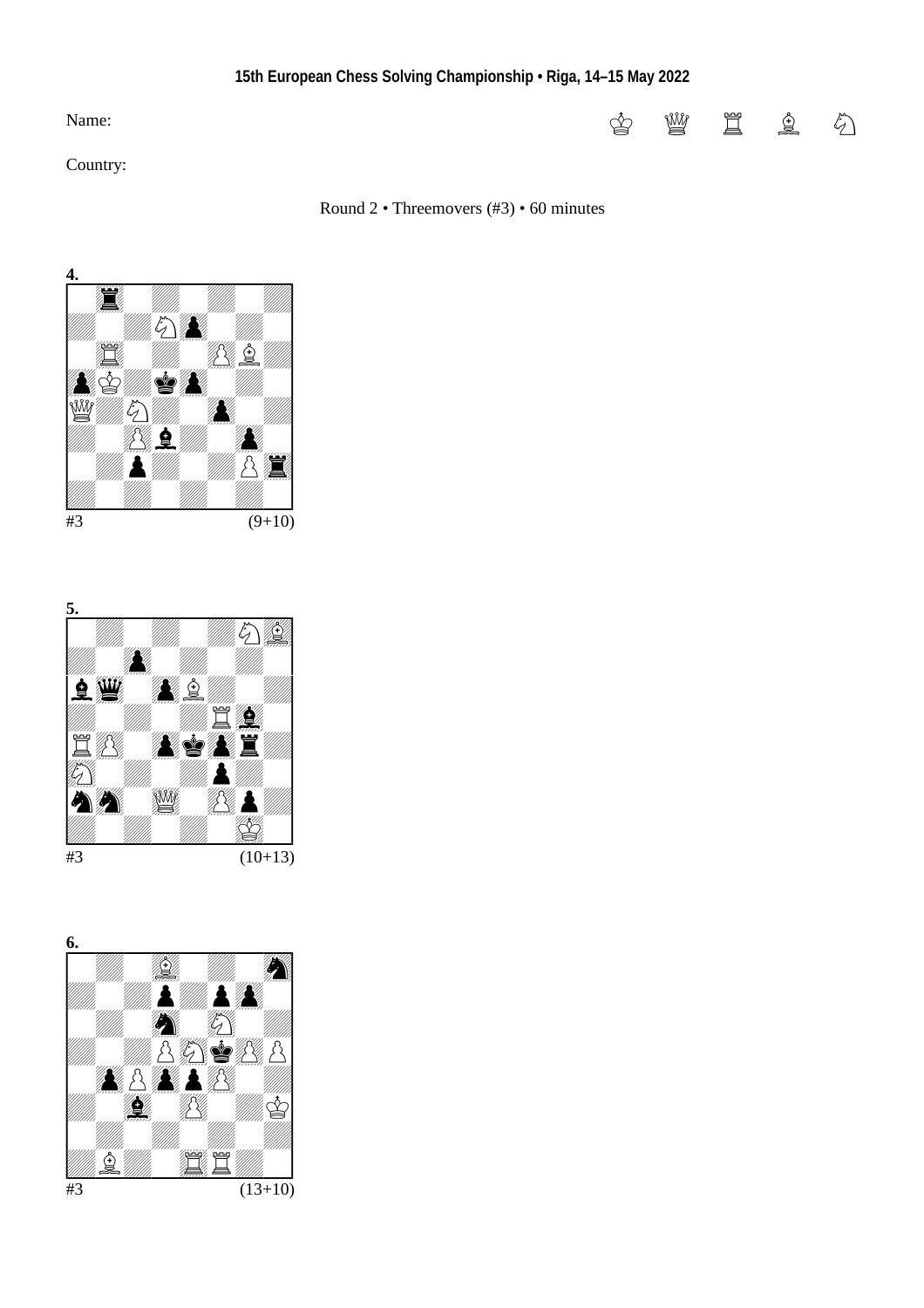**15th European Chess Solving Championship • Riga, 14–15 May 2022**

Name:

Country:

Round 2 • Threemovers (#3) • 60 minutes

**4.**

#3 (9+10)

**5.**

#3 (10+13)

**6.**

#3 (13+10)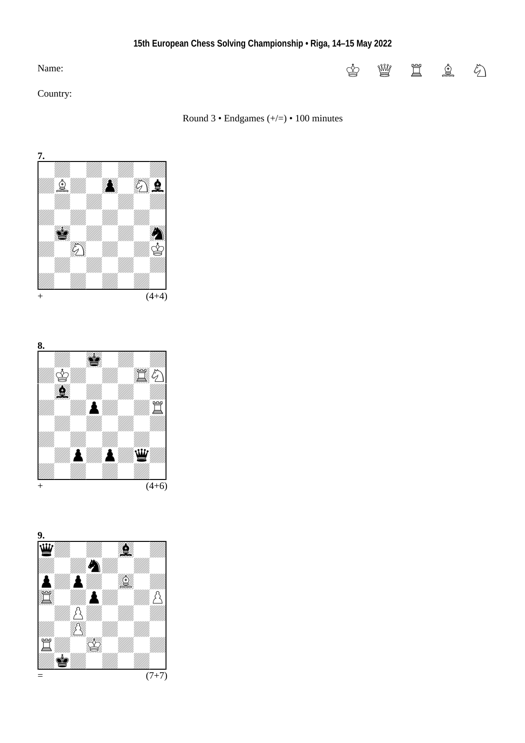**15th European Chess Solving Championship • Riga, 14–15 May 2022**

Name:

Country:

Round 3 • Endgames (+/=) • 100 minutes

**7.**

\+ (4+4)

**8.**

\+ (4+6)

**9.**

= (7+7)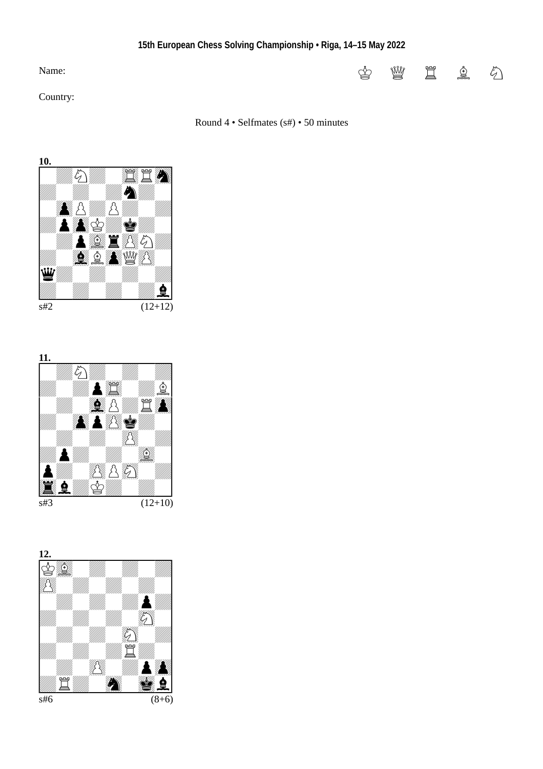**15th European Chess Solving Championship • Riga, 14–15 May 2022**

Name:

Country:

Round 4 • Selfmates (s#) • 50 minutes

**10.**

s#2 (12+12)

**11.**

s#3 (12+10)

**12.**

s#6 (8+6)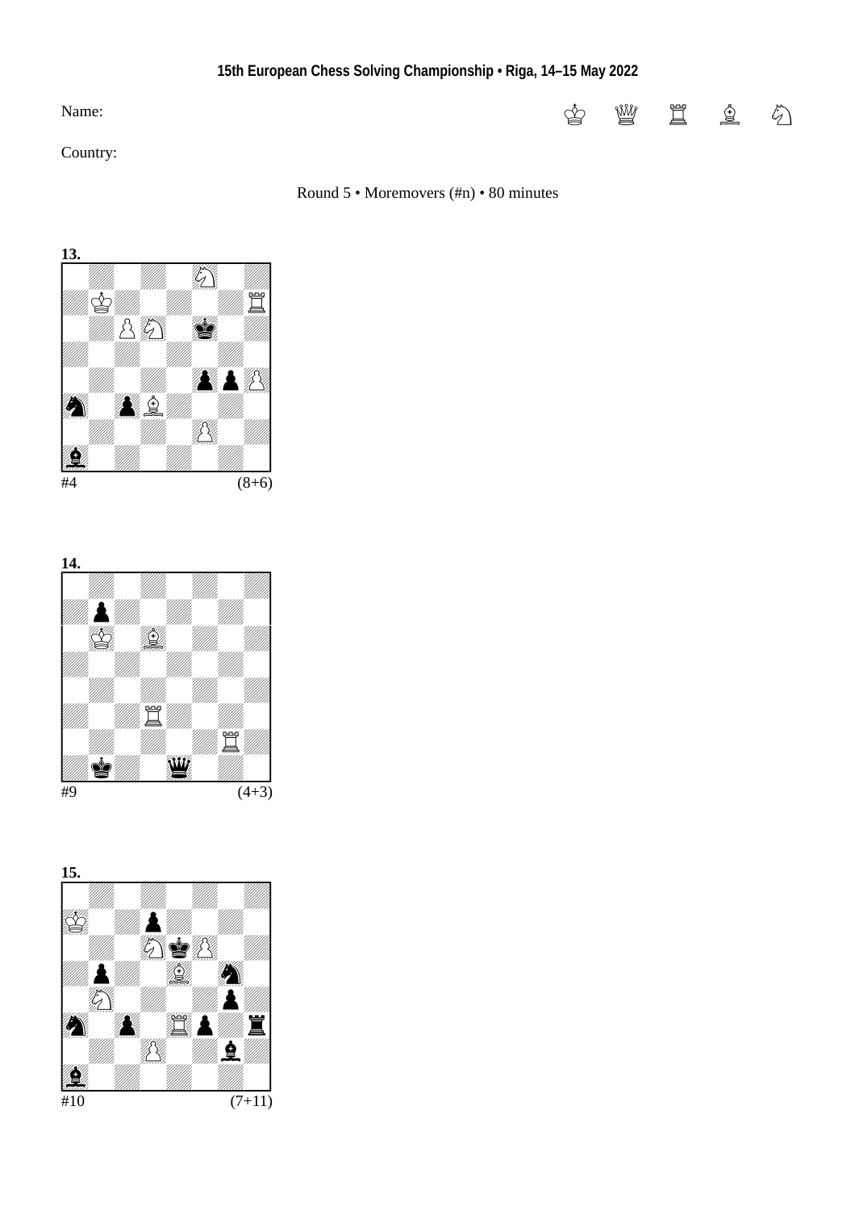**15th European Chess Solving Championship • Riga, 14–15 May 2022**

Name:

♔ ♕ ♖ ♗ ♘

Country:

Round 5 • Moremovers (#n) • 80 minutes

**13.**

#4 (8+6)

**14.**

#9 (4+3)

**15.**

#10 (7+11)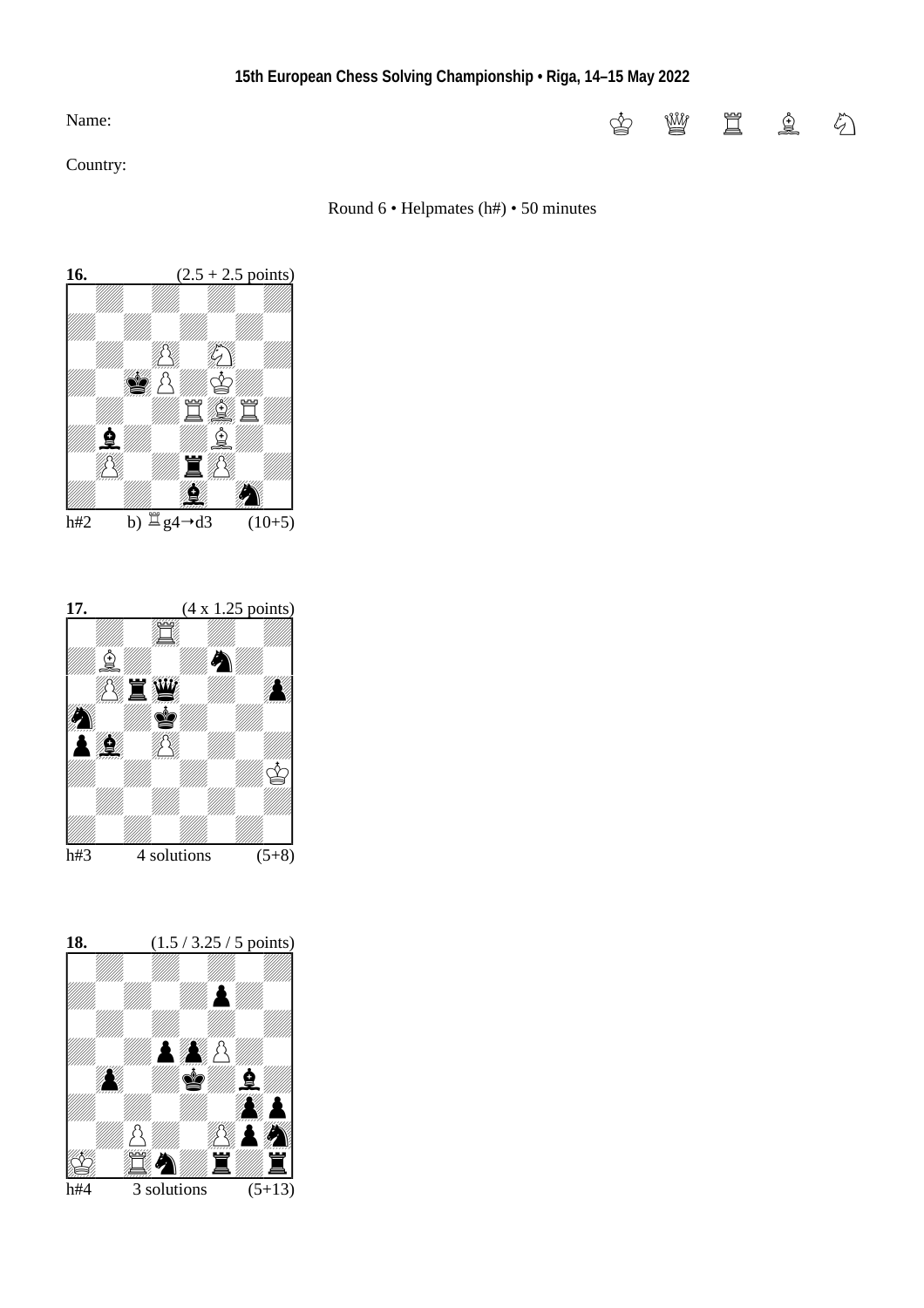**15th European Chess Solving Championship • Riga, 14–15 May 2022**

Name:

Country:

♔ ♕ ♖ ♗ ♘

Round 6 • Helpmates (h#) • 50 minutes

**16.** (2.5 + 2.5 points)

h#2 b) ♖g4→d3 (10+5)

**17.** (4 x 1.25 points)

h#3 4 solutions (5+8)

**18.** (1.5 / 3.25 / 5 points)

h#4 3 solutions (5+13)